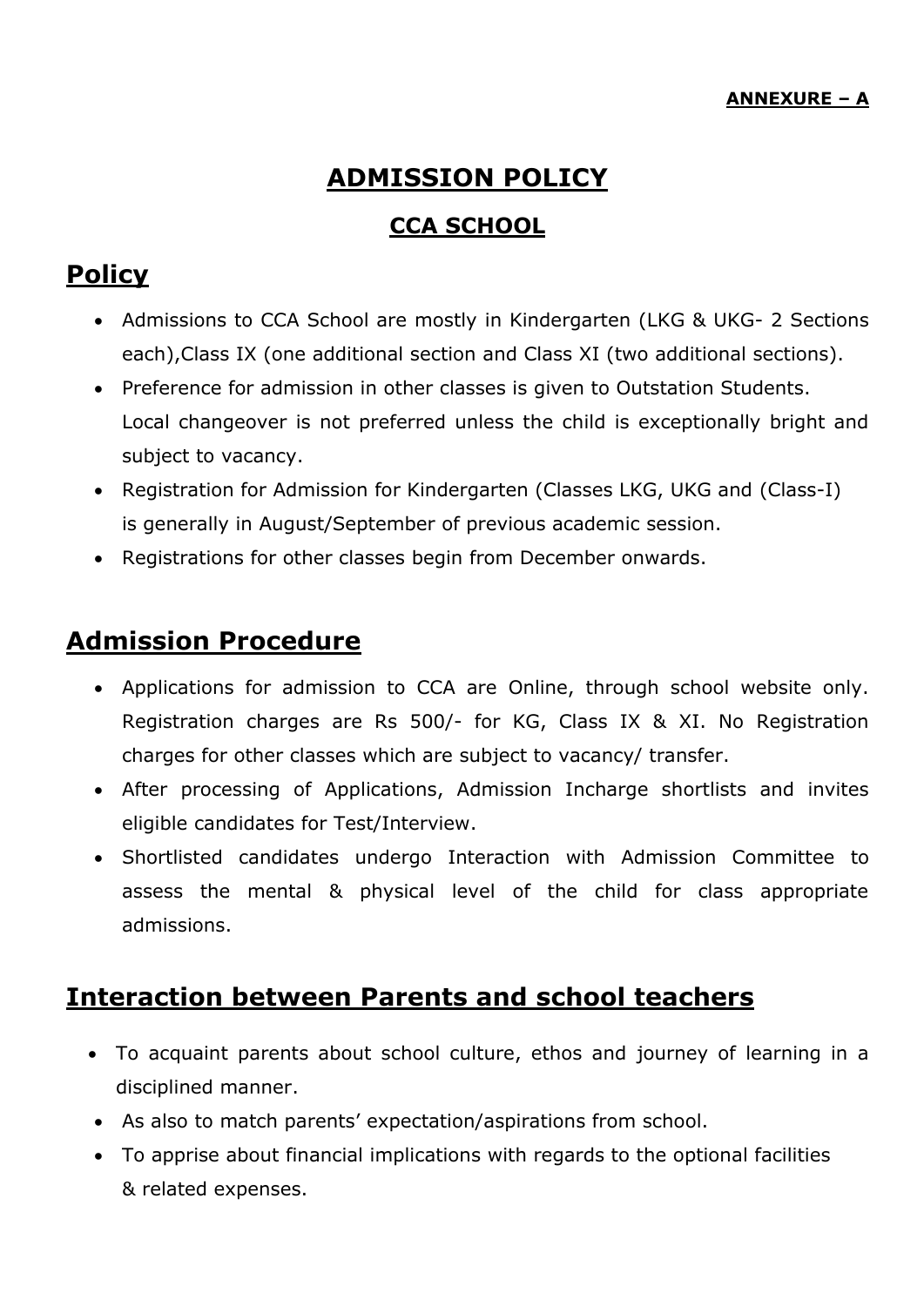**ANNEXURE – A**

# ADMISSION POLICY

## CCA SCHOOL

## Policy

- Admissions to CCA School are mostly in Kindergarten (LKG & UKG- 2 Sections each),Class IX (one additional section and Class XI (two additional sections).
- Preference for admission in other classes is given to Outstation Students. Local changeover is not preferred unless the child is exceptionally bright and subject to vacancy.
- Registration for Admission for Kindergarten (Classes LKG, UKG and (Class-I) is generally in August/September of previous academic session.
- Registrations for other classes begin from December onwards.

## Admission Procedure

- Applications for admission to CCA are Online, through school website only. Registration charges are Rs 500/- for KG, Class IX & XI. No Registration charges for other classes which are subject to vacancy/ transfer.
- After processing of Applications, Admission Incharge shortlists and invites eligible candidates for Test/Interview.
- Shortlisted candidates undergo Interaction with Admission Committee to assess the mental & physical level of the child for class appropriate admissions.

## Interaction between Parents and school teachers

- To acquaint parents about school culture, ethos and journey of learning in a disciplined manner.
- As also to match parents' expectation/aspirations from school.
- To apprise about financial implications with regards to the optional facilities & related expenses.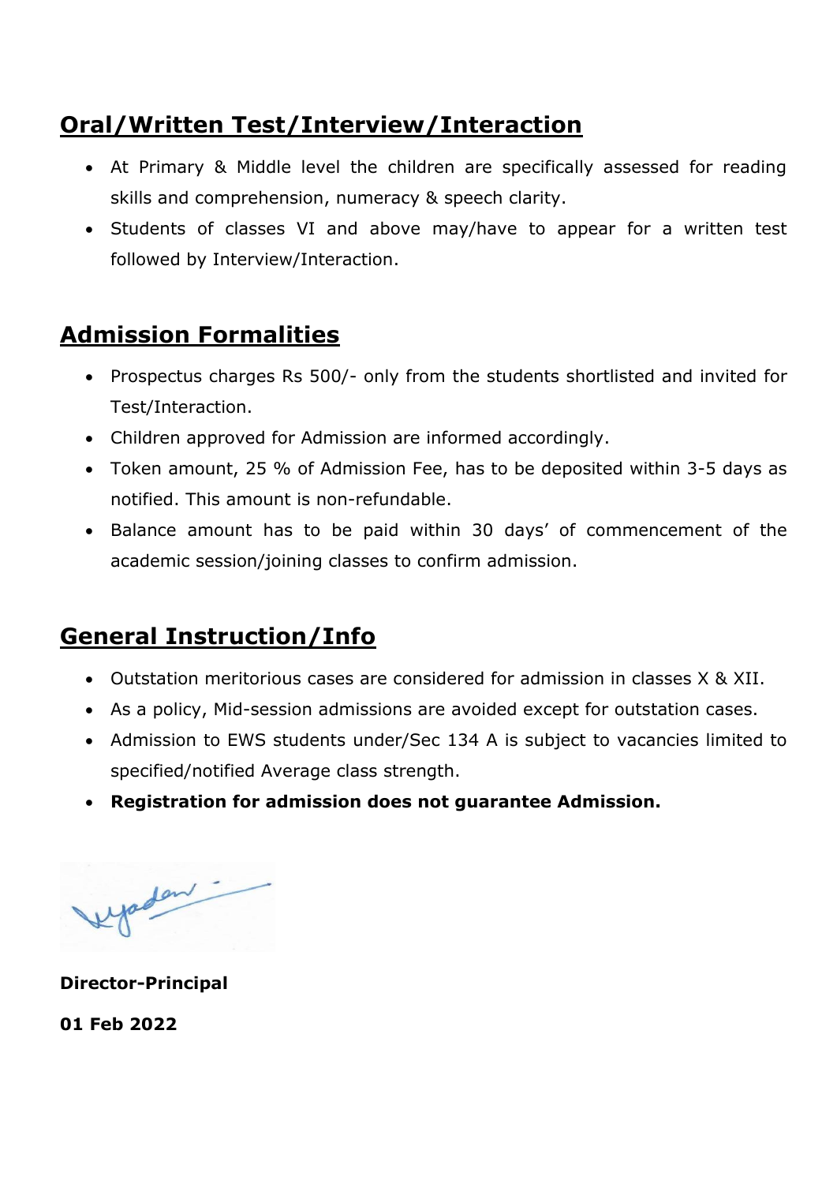## Oral/Written Test/Interview/Interaction

- At Primary & Middle level the children are specifically assessed for reading skills and comprehension, numeracy & speech clarity.
- Students of classes VI and above may/have to appear for a written test followed by Interview/Interaction.

## Admission Formalities

- Prospectus charges Rs 500/- only from the students shortlisted and invited for Test/Interaction.
- Children approved for Admission are informed accordingly.
- Token amount, 25 % of Admission Fee, has to be deposited within 3-5 days as notified. This amount is non-refundable.
- Balance amount has to be paid within 30 days' of commencement of the academic session/joining classes to confirm admission.

## General Instruction/Info

- Outstation meritorious cases are considered for admission in classes X & XII.
- As a policy, Mid-session admissions are avoided except for outstation cases.
- Admission to EWS students under/Sec 134 A is subject to vacancies limited to specified/notified Average class strength.
- **Registration for admission does not guarantee Admission.**

**Director-Principal**

**01 Feb 2022**